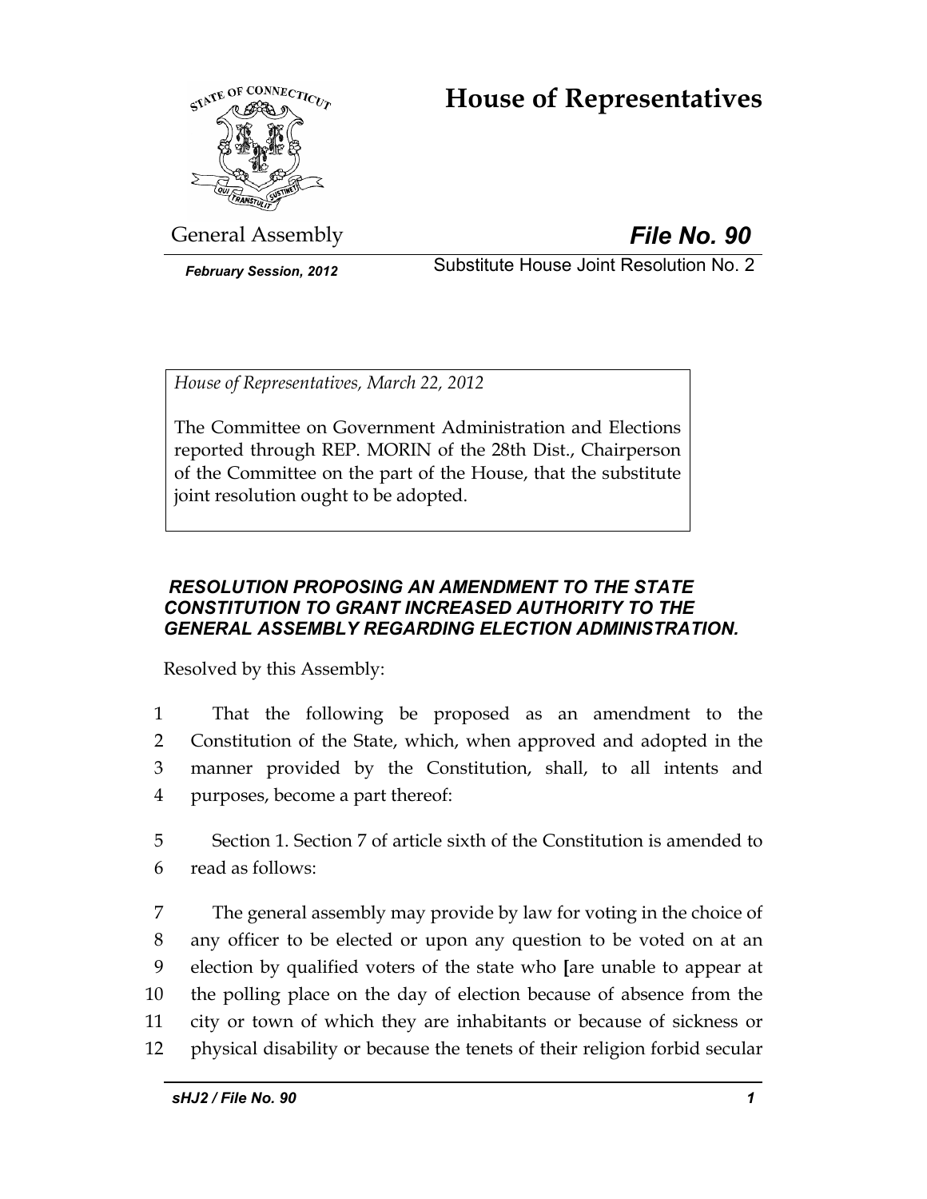# House of Representatives

General Assembly

***File No. 90***

*February Session, 2012*

Substitute House Joint Resolution No. 2

*House of Representatives, March 22, 2012*

The Committee on Government Administration and Elections reported through REP. MORIN of the 28th Dist., Chairperson of the Committee on the part of the House, that the substitute joint resolution ought to be adopted.

***RESOLUTION PROPOSING AN AMENDMENT TO THE STATE CONSTITUTION TO GRANT INCREASED AUTHORITY TO THE GENERAL ASSEMBLY REGARDING ELECTION ADMINISTRATION.***

Resolved by this Assembly:

1 That the following be proposed as an amendment to the
2 Constitution of the State, which, when approved and adopted in the
3 manner provided by the Constitution, shall, to all intents and
4 purposes, become a part thereof:

5 Section 1. Section 7 of article sixth of the Constitution is amended to
6 read as follows:

7 The general assembly may provide by law for voting in the choice of
8 any officer to be elected or upon any question to be voted on at an
9 election by qualified voters of the state who **[**are unable to appear at
10 the polling place on the day of election because of absence from the
11 city or town of which they are inhabitants or because of sickness or
12 physical disability or because the tenets of their religion forbid secular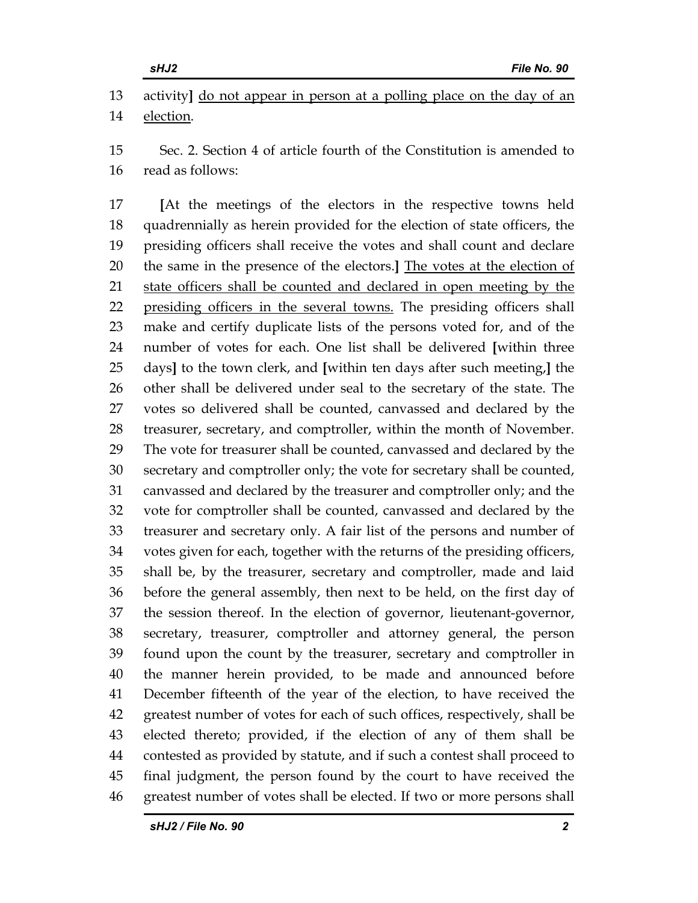activity**]** <u>do not appear in person at a polling place on the day of an election</u>.

Sec. 2. Section 4 of article fourth of the Constitution is amended to read as follows:

**[**At the meetings of the electors in the respective towns held quadrennially as herein provided for the election of state officers, the presiding officers shall receive the votes and shall count and declare the same in the presence of the electors.**]** <u>The votes at the election of state officers shall be counted and declared in open meeting by the presiding officers in the several towns.</u> The presiding officers shall make and certify duplicate lists of the persons voted for, and of the number of votes for each. One list shall be delivered **[**within three days**]** to the town clerk, and **[**within ten days after such meeting,**]** the other shall be delivered under seal to the secretary of the state. The votes so delivered shall be counted, canvassed and declared by the treasurer, secretary, and comptroller, within the month of November. The vote for treasurer shall be counted, canvassed and declared by the secretary and comptroller only; the vote for secretary shall be counted, canvassed and declared by the treasurer and comptroller only; and the vote for comptroller shall be counted, canvassed and declared by the treasurer and secretary only. A fair list of the persons and number of votes given for each, together with the returns of the presiding officers, shall be, by the treasurer, secretary and comptroller, made and laid before the general assembly, then next to be held, on the first day of the session thereof. In the election of governor, lieutenant-governor, secretary, treasurer, comptroller and attorney general, the person found upon the count by the treasurer, secretary and comptroller in the manner herein provided, to be made and announced before December fifteenth of the year of the election, to have received the greatest number of votes for each of such offices, respectively, shall be elected thereto; provided, if the election of any of them shall be contested as provided by statute, and if such a contest shall proceed to final judgment, the person found by the court to have received the greatest number of votes shall be elected. If two or more persons shall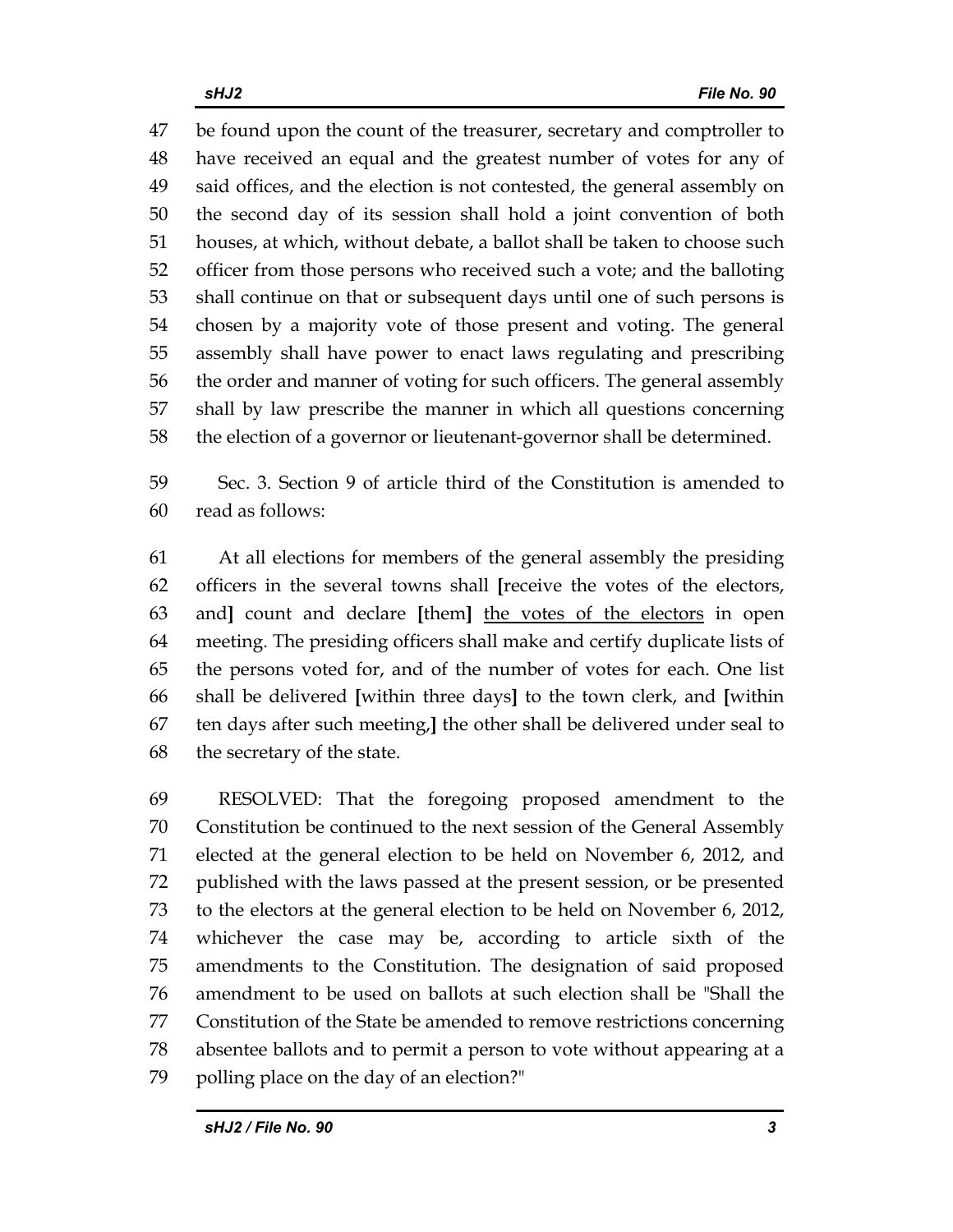be found upon the count of the treasurer, secretary and comptroller to have received an equal and the greatest number of votes for any of said offices, and the election is not contested, the general assembly on the second day of its session shall hold a joint convention of both houses, at which, without debate, a ballot shall be taken to choose such officer from those persons who received such a vote; and the balloting shall continue on that or subsequent days until one of such persons is chosen by a majority vote of those present and voting. The general assembly shall have power to enact laws regulating and prescribing the order and manner of voting for such officers. The general assembly shall by law prescribe the manner in which all questions concerning the election of a governor or lieutenant-governor shall be determined.

Sec. 3. Section 9 of article third of the Constitution is amended to read as follows:

At all elections for members of the general assembly the presiding officers in the several towns shall **[**receive the votes of the electors, and**]** count and declare **[**them**]** <u>the votes of the electors</u> in open meeting. The presiding officers shall make and certify duplicate lists of the persons voted for, and of the number of votes for each. One list shall be delivered **[**within three days**]** to the town clerk, and **[**within ten days after such meeting,**]** the other shall be delivered under seal to the secretary of the state.

RESOLVED: That the foregoing proposed amendment to the Constitution be continued to the next session of the General Assembly elected at the general election to be held on November 6, 2012, and published with the laws passed at the present session, or be presented to the electors at the general election to be held on November 6, 2012, whichever the case may be, according to article sixth of the amendments to the Constitution. The designation of said proposed amendment to be used on ballots at such election shall be "Shall the Constitution of the State be amended to remove restrictions concerning absentee ballots and to permit a person to vote without appearing at a polling place on the day of an election?"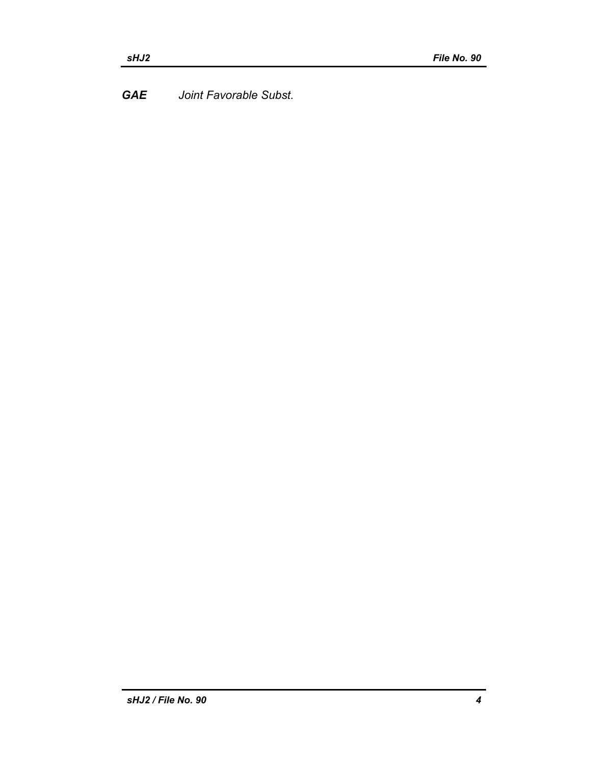***GAE*** *Joint Favorable Subst.*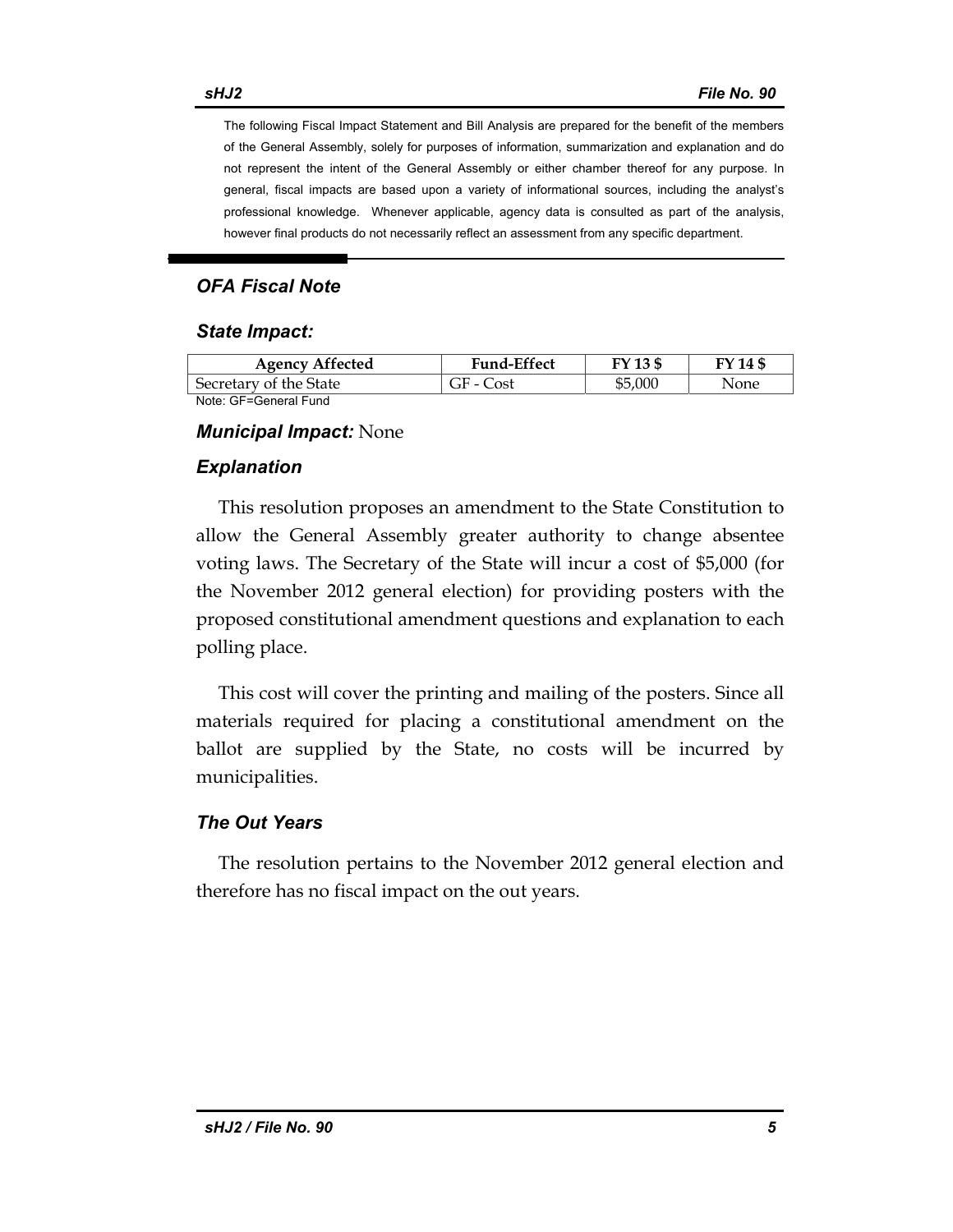The following Fiscal Impact Statement and Bill Analysis are prepared for the benefit of the members of the General Assembly, solely for purposes of information, summarization and explanation and do not represent the intent of the General Assembly or either chamber thereof for any purpose. In general, fiscal impacts are based upon a variety of informational sources, including the analyst's professional knowledge. Whenever applicable, agency data is consulted as part of the analysis, however final products do not necessarily reflect an assessment from any specific department.

## *OFA Fiscal Note*

### *State Impact:*

| Agency Affected | Fund-Effect | FY 13 $ | FY 14 $ |
|---|---|---|---|
| Secretary of the State | GF - Cost | $5,000 | None |

Note: GF=General Fund

***Municipal Impact:*** None

### *Explanation*

This resolution proposes an amendment to the State Constitution to allow the General Assembly greater authority to change absentee voting laws. The Secretary of the State will incur a cost of $5,000 (for the November 2012 general election) for providing posters with the proposed constitutional amendment questions and explanation to each polling place.

This cost will cover the printing and mailing of the posters. Since all materials required for placing a constitutional amendment on the ballot are supplied by the State, no costs will be incurred by municipalities.

### *The Out Years*

The resolution pertains to the November 2012 general election and therefore has no fiscal impact on the out years.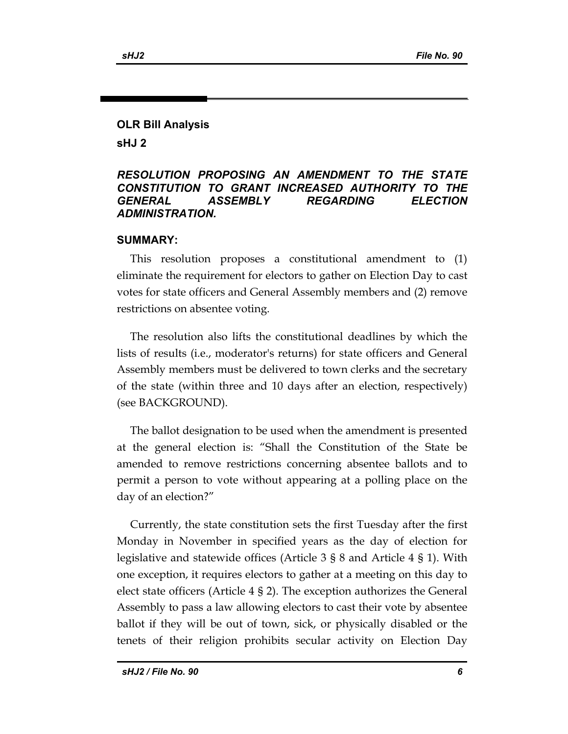## OLR Bill Analysis

**sHJ 2**

***RESOLUTION PROPOSING AN AMENDMENT TO THE STATE CONSTITUTION TO GRANT INCREASED AUTHORITY TO THE GENERAL ASSEMBLY REGARDING ELECTION ADMINISTRATION.***

### SUMMARY:

This resolution proposes a constitutional amendment to (1) eliminate the requirement for electors to gather on Election Day to cast votes for state officers and General Assembly members and (2) remove restrictions on absentee voting.

The resolution also lifts the constitutional deadlines by which the lists of results (i.e., moderator's returns) for state officers and General Assembly members must be delivered to town clerks and the secretary of the state (within three and 10 days after an election, respectively) (see BACKGROUND).

The ballot designation to be used when the amendment is presented at the general election is: "Shall the Constitution of the State be amended to remove restrictions concerning absentee ballots and to permit a person to vote without appearing at a polling place on the day of an election?"

Currently, the state constitution sets the first Tuesday after the first Monday in November in specified years as the day of election for legislative and statewide offices (Article 3 § 8 and Article 4 § 1). With one exception, it requires electors to gather at a meeting on this day to elect state officers (Article 4 § 2). The exception authorizes the General Assembly to pass a law allowing electors to cast their vote by absentee ballot if they will be out of town, sick, or physically disabled or the tenets of their religion prohibits secular activity on Election Day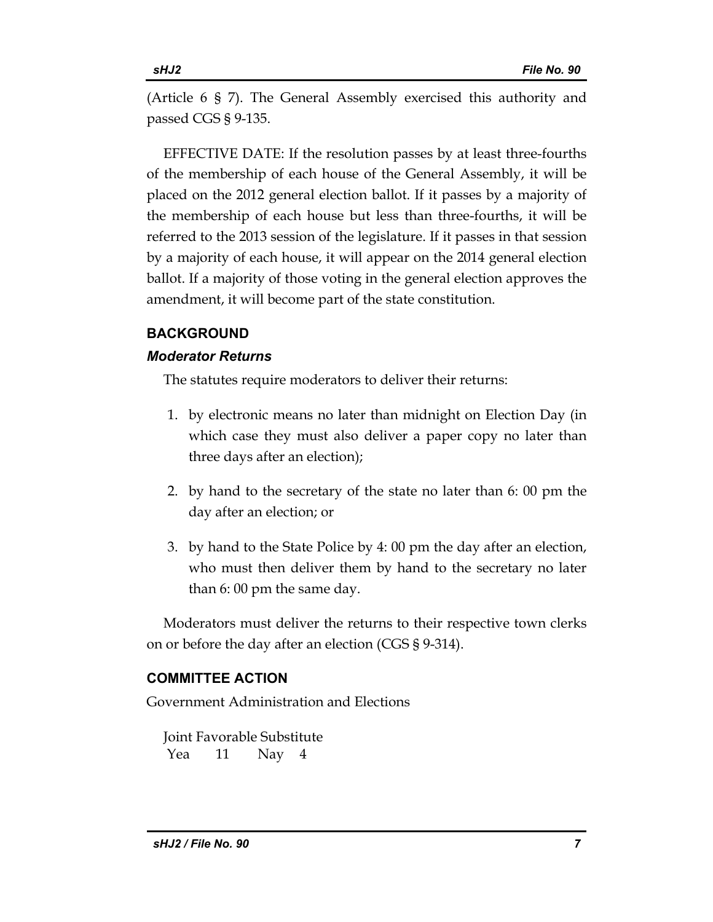(Article 6 § 7). The General Assembly exercised this authority and passed CGS § 9-135.

EFFECTIVE DATE: If the resolution passes by at least three-fourths of the membership of each house of the General Assembly, it will be placed on the 2012 general election ballot. If it passes by a majority of the membership of each house but less than three-fourths, it will be referred to the 2013 session of the legislature. If it passes in that session by a majority of each house, it will appear on the 2014 general election ballot. If a majority of those voting in the general election approves the amendment, it will become part of the state constitution.

## BACKGROUND

### *Moderator Returns*

The statutes require moderators to deliver their returns:

1. by electronic means no later than midnight on Election Day (in which case they must also deliver a paper copy no later than three days after an election);
2. by hand to the secretary of the state no later than 6: 00 pm the day after an election; or
3. by hand to the State Police by 4: 00 pm the day after an election, who must then deliver them by hand to the secretary no later than 6: 00 pm the same day.

Moderators must deliver the returns to their respective town clerks on or before the day after an election (CGS § 9-314).

## COMMITTEE ACTION

Government Administration and Elections

Joint Favorable Substitute
Yea 11 Nay 4